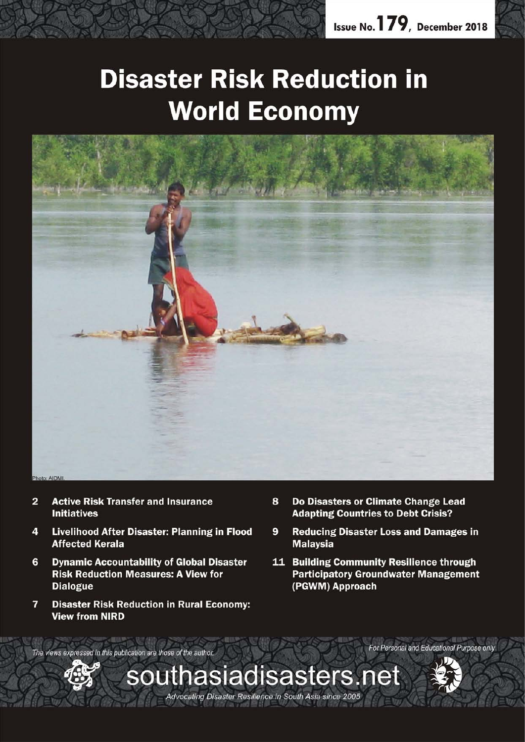Issue No. 179, December 2018

# Disaster Risk Reduction in World Economy

Photo: AIDMI.

- **2** **Active Risk Transfer and Insurance Initiatives**
- **4** **Livelihood After Disaster: Planning in Flood Affected Kerala**
- **6** **Dynamic Accountability of Global Disaster Risk Reduction Measures: A View for Dialogue**
- **7** **Disaster Risk Reduction in Rural Economy: View from NIRD**
- **8** **Do Disasters or Climate Change Lead Adapting Countries to Debt Crisis?**
- **9** **Reducing Disaster Loss and Damages in Malaysia**
- **11** **Building Community Resilience through Participatory Groundwater Management (PGWM) Approach**

*The views expressed in this publication are those of the author.*

*For Personal and Educational Purpose only*

southasiadisasters.net

*Advocating Disaster Resilience in South Asia since 2005*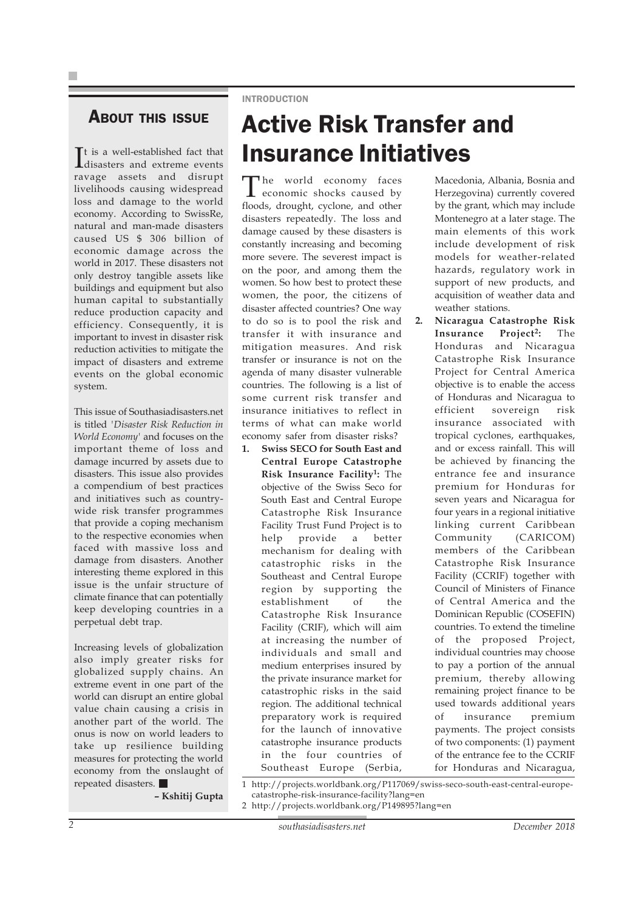## About this issue

It is a well-established fact that disasters and extreme events ravage assets and disrupt livelihoods causing widespread loss and damage to the world economy. According to SwissRe, natural and man-made disasters caused US $ 306 billion of economic damage across the world in 2017. These disasters not only destroy tangible assets like buildings and equipment but also human capital to substantially reduce production capacity and efficiency. Consequently, it is important to invest in disaster risk reduction activities to mitigate the impact of disasters and extreme events on the global economic system.

This issue of Southasiadisasters.net is titled '*Disaster Risk Reduction in World Economy*' and focuses on the important theme of loss and damage incurred by assets due to disasters. This issue also provides a compendium of best practices and initiatives such as country-wide risk transfer programmes that provide a coping mechanism to the respective economies when faced with massive loss and damage from disasters. Another interesting theme explored in this issue is the unfair structure of climate finance that can potentially keep developing countries in a perpetual debt trap.

Increasing levels of globalization also imply greater risks for globalized supply chains. An extreme event in one part of the world can disrupt an entire global value chain causing a crisis in another part of the world. The onus is now on world leaders to take up resilience building measures for protecting the world economy from the onslaught of repeated disasters. ■

**– Kshitij Gupta**

INTRODUCTION

# Active Risk Transfer and Insurance Initiatives

The world economy faces economic shocks caused by floods, drought, cyclone, and other disasters repeatedly. The loss and damage caused by these disasters is constantly increasing and becoming more severe. The severest impact is on the poor, and among them the women. So how best to protect these women, the poor, the citizens of disaster affected countries? One way to do so is to pool the risk and transfer it with insurance and mitigation measures. And risk transfer or insurance is not on the agenda of many disaster vulnerable countries. The following is a list of some current risk transfer and insurance initiatives to reflect in terms of what can make world economy safer from disaster risks?

1. **Swiss SECO for South East and Central Europe Catastrophe Risk Insurance Facility[1]:** The objective of the Swiss Seco for South East and Central Europe Catastrophe Risk Insurance Facility Trust Fund Project is to help provide a better mechanism for dealing with catastrophic risks in the Southeast and Central Europe region by supporting the establishment of the Catastrophe Risk Insurance Facility (CRIF), which will aim at increasing the number of individuals and small and medium enterprises insured by the private insurance market for catastrophic risks in the said region. The additional technical preparatory work is required for the launch of innovative catastrophe insurance products in the four countries of Southeast Europe (Serbia, Macedonia, Albania, Bosnia and Herzegovina) currently covered by the grant, which may include Montenegro at a later stage. The main elements of this work include development of risk models for weather-related hazards, regulatory work in support of new products, and acquisition of weather data and weather stations.
2. **Nicaragua Catastrophe Risk Insurance Project[2]:** The Honduras and Nicaragua Catastrophe Risk Insurance Project for Central America objective is to enable the access of Honduras and Nicaragua to efficient sovereign risk insurance associated with tropical cyclones, earthquakes, and or excess rainfall. This will be achieved by financing the entrance fee and insurance premium for Honduras for seven years and Nicaragua for four years in a regional initiative linking current Caribbean Community (CARICOM) members of the Caribbean Catastrophe Risk Insurance Facility (CCRIF) together with Council of Ministers of Finance of Central America and the Dominican Republic (COSEFIN) countries. To extend the timeline of the proposed Project, individual countries may choose to pay a portion of the annual premium, thereby allowing remaining project finance to be used towards additional years of insurance premium payments. The project consists of two components: (1) payment of the entrance fee to the CCRIF for Honduras and Nicaragua,

1 http://projects.worldbank.org/P117069/swiss-seco-south-east-central-europe-catastrophe-risk-insurance-facility?lang=en

2 http://projects.worldbank.org/P149895?lang=en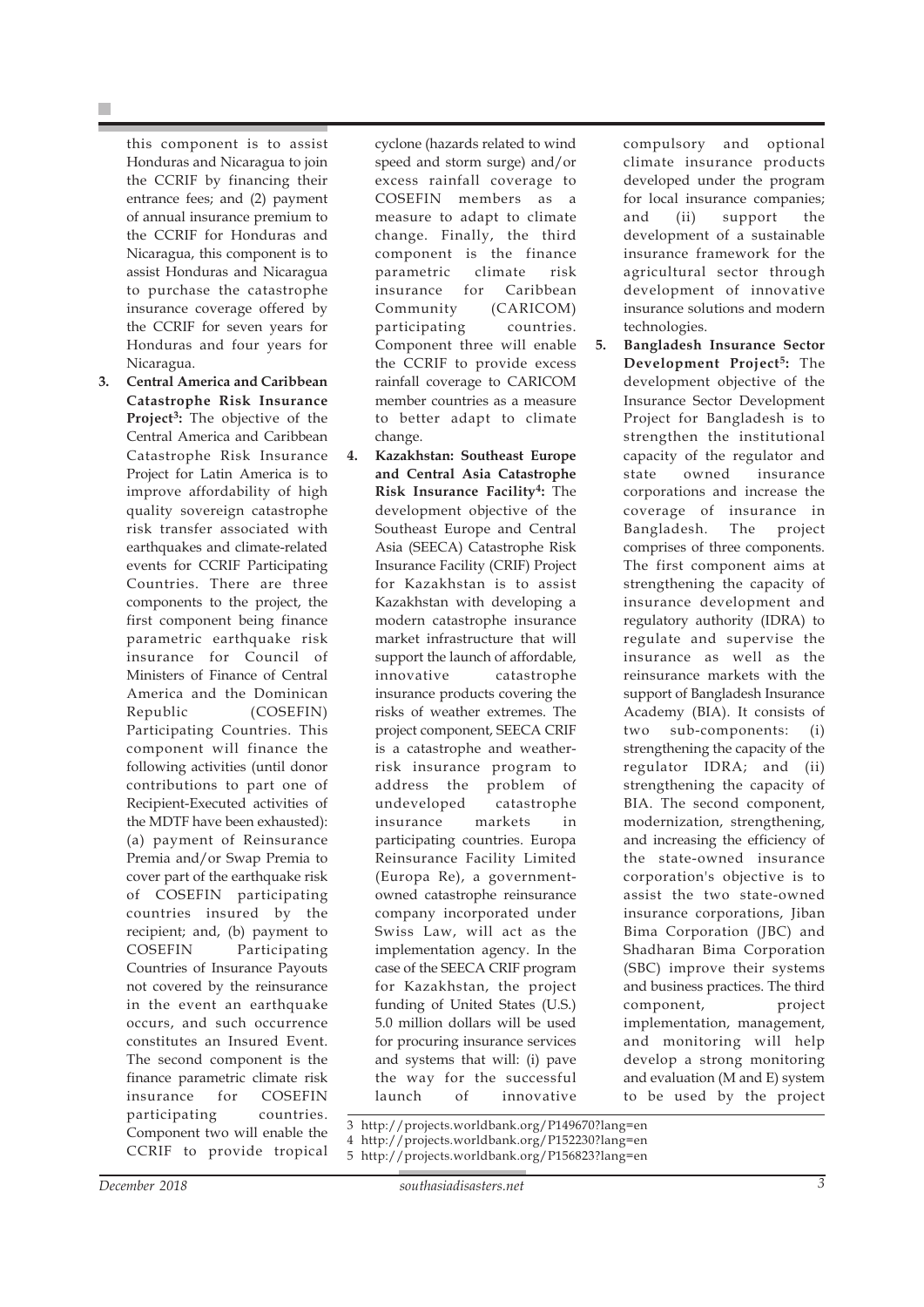this component is to assist Honduras and Nicaragua to join the CCRIF by financing their entrance fees; and (2) payment of annual insurance premium to the CCRIF for Honduras and Nicaragua, this component is to assist Honduras and Nicaragua to purchase the catastrophe insurance coverage offered by the CCRIF for seven years for Honduras and four years for Nicaragua.

3. **Central America and Caribbean Catastrophe Risk Insurance Project[3]:** The objective of the Central America and Caribbean Catastrophe Risk Insurance Project for Latin America is to improve affordability of high quality sovereign catastrophe risk transfer associated with earthquakes and climate-related events for CCRIF Participating Countries. There are three components to the project, the first component being finance parametric earthquake risk insurance for Council of Ministers of Finance of Central America and the Dominican Republic (COSEFIN) Participating Countries. This component will finance the following activities (until donor contributions to part one of Recipient-Executed activities of the MDTF have been exhausted): (a) payment of Reinsurance Premia and/or Swap Premia to cover part of the earthquake risk of COSEFIN participating countries insured by the recipient; and, (b) payment to COSEFIN Participating Countries of Insurance Payouts not covered by the reinsurance in the event an earthquake occurs, and such occurrence constitutes an Insured Event. The second component is the finance parametric climate risk insurance for COSEFIN participating countries. Component two will enable the CCRIF to provide tropical cyclone (hazards related to wind speed and storm surge) and/or excess rainfall coverage to COSEFIN members as a measure to adapt to climate change. Finally, the third component is the finance parametric climate risk insurance for Caribbean Community (CARICOM) participating countries. Component three will enable the CCRIF to provide excess rainfall coverage to CARICOM member countries as a measure to better adapt to climate change.

4. **Kazakhstan: Southeast Europe and Central Asia Catastrophe Risk Insurance Facility[4]:** The development objective of the Southeast Europe and Central Asia (SEECA) Catastrophe Risk Insurance Facility (CRIF) Project for Kazakhstan is to assist Kazakhstan with developing a modern catastrophe insurance market infrastructure that will support the launch of affordable, innovative catastrophe insurance products covering the risks of weather extremes. The project component, SEECA CRIF is a catastrophe and weather-risk insurance program to address the problem of undeveloped catastrophe insurance markets in participating countries. Europa Reinsurance Facility Limited (Europa Re), a government-owned catastrophe reinsurance company incorporated under Swiss Law, will act as the implementation agency. In the case of the SEECA CRIF program for Kazakhstan, the project funding of United States (U.S.) 5.0 million dollars will be used for procuring insurance services and systems that will: (i) pave the way for the successful launch of innovative compulsory and optional climate insurance products developed under the program for local insurance companies; and (ii) support the development of a sustainable insurance framework for the agricultural sector through development of innovative insurance solutions and modern technologies.

5. **Bangladesh Insurance Sector Development Project[5]:** The development objective of the Insurance Sector Development Project for Bangladesh is to strengthen the institutional capacity of the regulator and state owned insurance corporations and increase the coverage of insurance in Bangladesh. The project comprises of three components. The first component aims at strengthening the capacity of insurance development and regulatory authority (IDRA) to regulate and supervise the insurance as well as the reinsurance markets with the support of Bangladesh Insurance Academy (BIA). It consists of two sub-components: (i) strengthening the capacity of the regulator IDRA; and (ii) strengthening the capacity of BIA. The second component, modernization, strengthening, and increasing the efficiency of the state-owned insurance corporation's objective is to assist the two state-owned insurance corporations, Jiban Bima Corporation (JBC) and Shadharan Bima Corporation (SBC) improve their systems and business practices. The third component, project implementation, management, and monitoring will help develop a strong monitoring and evaluation (M and E) system to be used by the project

---

3 http://projects.worldbank.org/P149670?lang=en
4 http://projects.worldbank.org/P152230?lang=en
5 http://projects.worldbank.org/P156823?lang=en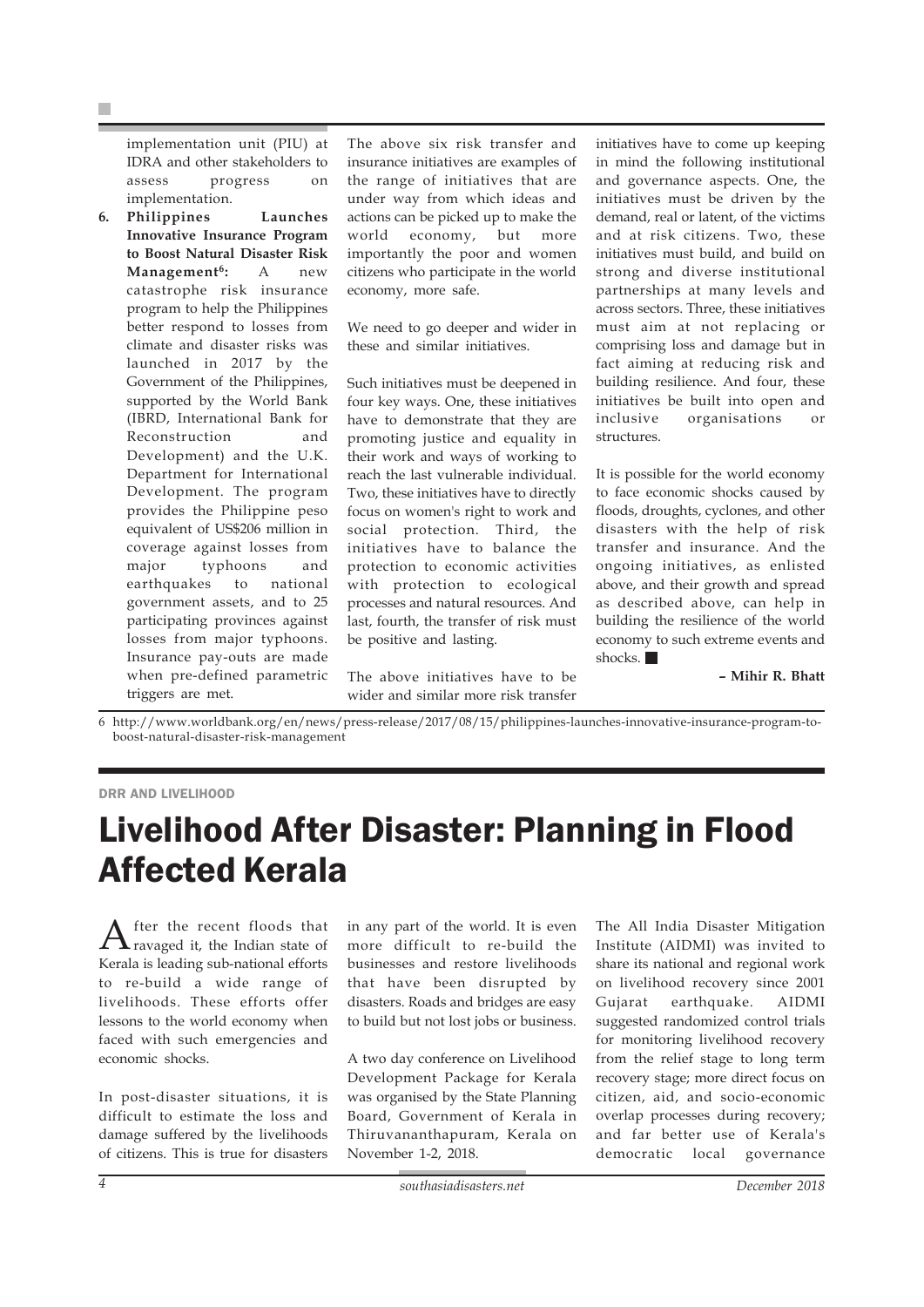implementation unit (PIU) at IDRA and other stakeholders to assess progress on implementation.

6. **Philippines Launches Innovative Insurance Program to Boost Natural Disaster Risk Management[6]:** A new catastrophe risk insurance program to help the Philippines better respond to losses from climate and disaster risks was launched in 2017 by the Government of the Philippines, supported by the World Bank (IBRD, International Bank for Reconstruction and Development) and the U.K. Department for International Development. The program provides the Philippine peso equivalent of US$206 million in coverage against losses from major typhoons and earthquakes to national government assets, and to 25 participating provinces against losses from major typhoons. Insurance pay-outs are made when pre-defined parametric triggers are met.

The above six risk transfer and insurance initiatives are examples of the range of initiatives that are under way from which ideas and actions can be picked up to make the world economy, but more importantly the poor and women citizens who participate in the world economy, more safe.

We need to go deeper and wider in these and similar initiatives.

Such initiatives must be deepened in four key ways. One, these initiatives have to demonstrate that they are promoting justice and equality in their work and ways of working to reach the last vulnerable individual. Two, these initiatives have to directly focus on women's right to work and social protection. Third, the initiatives have to balance the protection to economic activities with protection to ecological processes and natural resources. And last, fourth, the transfer of risk must be positive and lasting.

The above initiatives have to be wider and similar more risk transfer initiatives have to come up keeping in mind the following institutional and governance aspects. One, the initiatives must be driven by the demand, real or latent, of the victims and at risk citizens. Two, these initiatives must build, and build on strong and diverse institutional partnerships at many levels and across sectors. Three, these initiatives must aim at not replacing or comprising loss and damage but in fact aiming at reducing risk and building resilience. And four, these initiatives be built into open and inclusive organisations or structures.

It is possible for the world economy to face economic shocks caused by floods, droughts, cyclones, and other disasters with the help of risk transfer and insurance. And the ongoing initiatives, as enlisted above, and their growth and spread as described above, can help in building the resilience of the world economy to such extreme events and shocks. ■

**– Mihir R. Bhatt**

6 http://www.worldbank.org/en/news/press-release/2017/08/15/philippines-launches-innovative-insurance-program-to-boost-natural-disaster-risk-management

DRR AND LIVELIHOOD

# Livelihood After Disaster: Planning in Flood Affected Kerala

After the recent floods that ravaged it, the Indian state of Kerala is leading sub-national efforts to re-build a wide range of livelihoods. These efforts offer lessons to the world economy when faced with such emergencies and economic shocks.

In post-disaster situations, it is difficult to estimate the loss and damage suffered by the livelihoods of citizens. This is true for disasters in any part of the world. It is even more difficult to re-build the businesses and restore livelihoods that have been disrupted by disasters. Roads and bridges are easy to build but not lost jobs or business.

A two day conference on Livelihood Development Package for Kerala was organised by the State Planning Board, Government of Kerala in Thiruvananthapuram, Kerala on November 1-2, 2018.

The All India Disaster Mitigation Institute (AIDMI) was invited to share its national and regional work on livelihood recovery since 2001 Gujarat earthquake. AIDMI suggested randomized control trials for monitoring livelihood recovery from the relief stage to long term recovery stage; more direct focus on citizen, aid, and socio-economic overlap processes during recovery; and far better use of Kerala's democratic local governance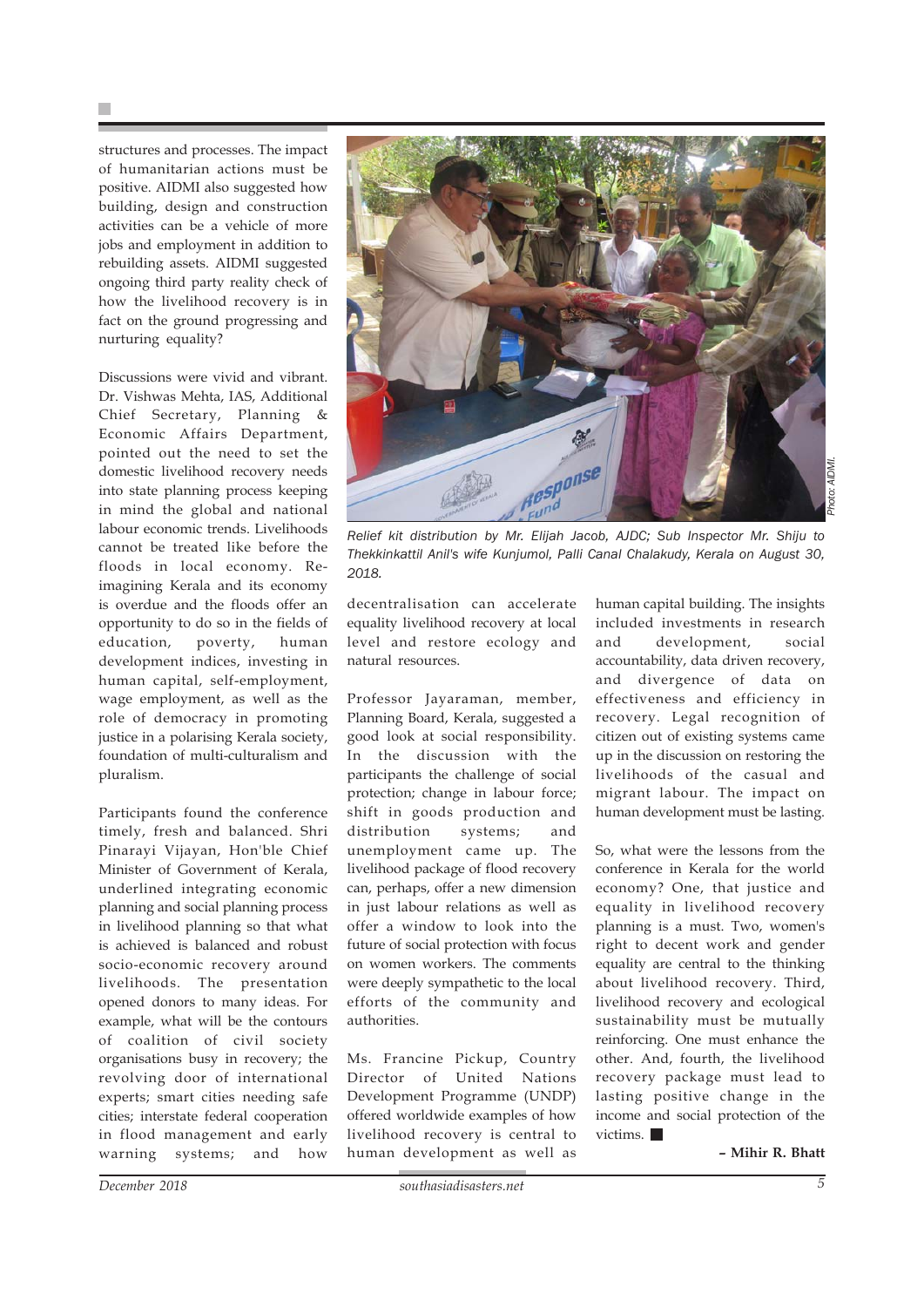structures and processes. The impact of humanitarian actions must be positive. AIDMI also suggested how building, design and construction activities can be a vehicle of more jobs and employment in addition to rebuilding assets. AIDMI suggested ongoing third party reality check of how the livelihood recovery is in fact on the ground progressing and nurturing equality?

Discussions were vivid and vibrant. Dr. Vishwas Mehta, IAS, Additional Chief Secretary, Planning & Economic Affairs Department, pointed out the need to set the domestic livelihood recovery needs into state planning process keeping in mind the global and national labour economic trends. Livelihoods cannot be treated like before the floods in local economy. Re-imagining Kerala and its economy is overdue and the floods offer an opportunity to do so in the fields of education, poverty, human development indices, investing in human capital, self-employment, wage employment, as well as the role of democracy in promoting justice in a polarising Kerala society, foundation of multi-culturalism and pluralism.

Participants found the conference timely, fresh and balanced. Shri Pinarayi Vijayan, Hon'ble Chief Minister of Government of Kerala, underlined integrating economic planning and social planning process in livelihood planning so that what is achieved is balanced and robust socio-economic recovery around livelihoods. The presentation opened donors to many ideas. For example, what will be the contours of coalition of civil society organisations busy in recovery; the revolving door of international experts; smart cities needing safe cities; interstate federal cooperation in flood management and early warning systems; and how decentralisation can accelerate equality livelihood recovery at local level and restore ecology and natural resources.

*Photo: AIDMI.*

*Relief kit distribution by Mr. Elijah Jacob, AJDC; Sub Inspector Mr. Shiju to Thekkinkattil Anil's wife Kunjumol, Palli Canal Chalakudy, Kerala on August 30, 2018.*

Professor Jayaraman, member, Planning Board, Kerala, suggested a good look at social responsibility. In the discussion with the participants the challenge of social protection; change in labour force; shift in goods production and distribution systems; and unemployment came up. The livelihood package of flood recovery can, perhaps, offer a new dimension in just labour relations as well as offer a window to look into the future of social protection with focus on women workers. The comments were deeply sympathetic to the local efforts of the community and authorities.

Ms. Francine Pickup, Country Director of United Nations Development Programme (UNDP) offered worldwide examples of how livelihood recovery is central to human development as well as human capital building. The insights included investments in research and development, social accountability, data driven recovery, and divergence of data on effectiveness and efficiency in recovery. Legal recognition of citizen out of existing systems came up in the discussion on restoring the livelihoods of the casual and migrant labour. The impact on human development must be lasting.

So, what were the lessons from the conference in Kerala for the world economy? One, that justice and equality in livelihood recovery planning is a must. Two, women's right to decent work and gender equality are central to the thinking about livelihood recovery. Third, livelihood recovery and ecological sustainability must be mutually reinforcing. One must enhance the other. And, fourth, the livelihood recovery package must lead to lasting positive change in the income and social protection of the victims. ■

**– Mihir R. Bhatt**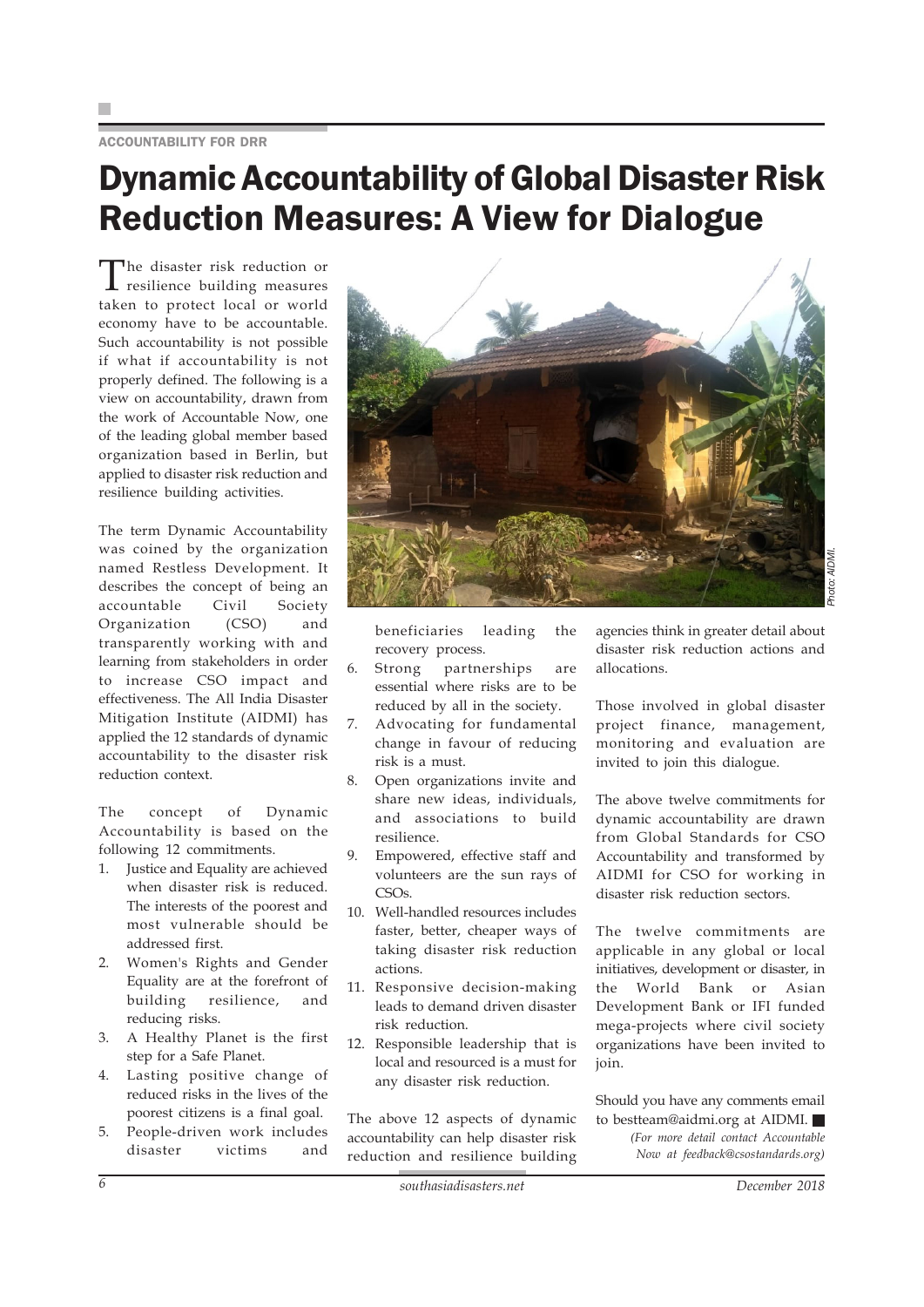ACCOUNTABILITY FOR DRR

# Dynamic Accountability of Global Disaster Risk Reduction Measures: A View for Dialogue

The disaster risk reduction or resilience building measures taken to protect local or world economy have to be accountable. Such accountability is not possible if what if accountability is not properly defined. The following is a view on accountability, drawn from the work of Accountable Now, one of the leading global member based organization based in Berlin, but applied to disaster risk reduction and resilience building activities.

The term Dynamic Accountability was coined by the organization named Restless Development. It describes the concept of being an accountable Civil Society Organization (CSO) and transparently working with and learning from stakeholders in order to increase CSO impact and effectiveness. The All India Disaster Mitigation Institute (AIDMI) has applied the 12 standards of dynamic accountability to the disaster risk reduction context.

The concept of Dynamic Accountability is based on the following 12 commitments.

1. Justice and Equality are achieved when disaster risk is reduced. The interests of the poorest and most vulnerable should be addressed first.
2. Women's Rights and Gender Equality are at the forefront of building resilience, and reducing risks.
3. A Healthy Planet is the first step for a Safe Planet.
4. Lasting positive change of reduced risks in the lives of the poorest citizens is a final goal.
5. People-driven work includes disaster victims and beneficiaries leading the recovery process.
6. Strong partnerships are essential where risks are to be reduced by all in the society.
7. Advocating for fundamental change in favour of reducing risk is a must.
8. Open organizations invite and share new ideas, individuals, and associations to build resilience.
9. Empowered, effective staff and volunteers are the sun rays of CSOs.
10. Well-handled resources includes faster, better, cheaper ways of taking disaster risk reduction actions.
11. Responsive decision-making leads to demand driven disaster risk reduction.
12. Responsible leadership that is local and resourced is a must for any disaster risk reduction.

The above 12 aspects of dynamic accountability can help disaster risk reduction and resilience building agencies think in greater detail about disaster risk reduction actions and allocations.

Those involved in global disaster project finance, management, monitoring and evaluation are invited to join this dialogue.

The above twelve commitments for dynamic accountability are drawn from Global Standards for CSO Accountability and transformed by AIDMI for CSO for working in disaster risk reduction sectors.

The twelve commitments are applicable in any global or local initiatives, development or disaster, in the World Bank or Asian Development Bank or IFI funded mega-projects where civil society organizations have been invited to join.

Should you have any comments email to bestteam@aidmi.org at AIDMI. ■

*(For more detail contact Accountable Now at feedback@csostandards.org)*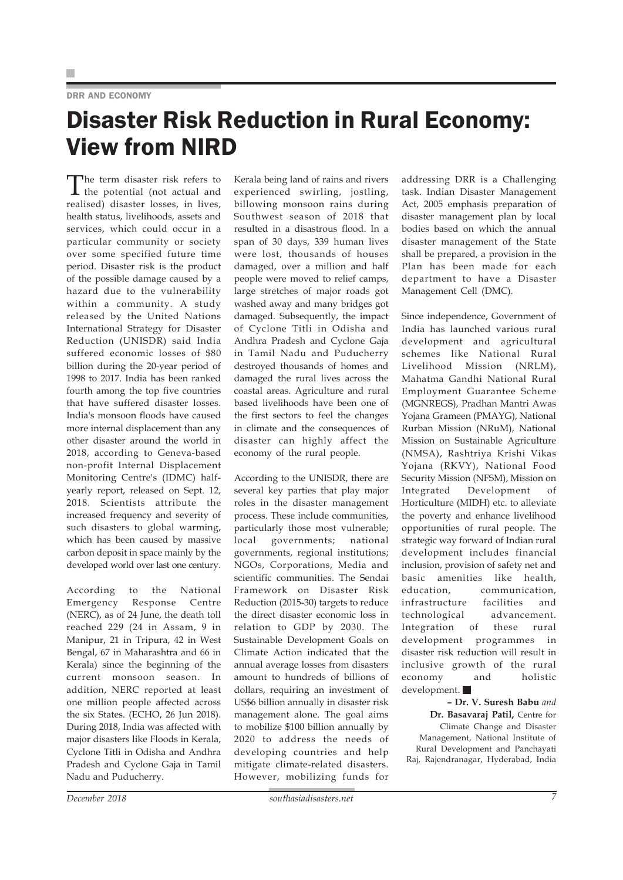DRR AND ECONOMY

# Disaster Risk Reduction in Rural Economy: View from NIRD

The term disaster risk refers to the potential (not actual and realised) disaster losses, in lives, health status, livelihoods, assets and services, which could occur in a particular community or society over some specified future time period. Disaster risk is the product of the possible damage caused by a hazard due to the vulnerability within a community. A study released by the United Nations International Strategy for Disaster Reduction (UNISDR) said India suffered economic losses of $80 billion during the 20-year period of 1998 to 2017. India has been ranked fourth among the top five countries that have suffered disaster losses. India's monsoon floods have caused more internal displacement than any other disaster around the world in 2018, according to Geneva-based non-profit Internal Displacement Monitoring Centre's (IDMC) half-yearly report, released on Sept. 12, 2018. Scientists attribute the increased frequency and severity of such disasters to global warming, which has been caused by massive carbon deposit in space mainly by the developed world over last one century.

According to the National Emergency Response Centre (NERC), as of 24 June, the death toll reached 229 (24 in Assam, 9 in Manipur, 21 in Tripura, 42 in West Bengal, 67 in Maharashtra and 66 in Kerala) since the beginning of the current monsoon season. In addition, NERC reported at least one million people affected across the six States. (ECHO, 26 Jun 2018). During 2018, India was affected with major disasters like Floods in Kerala, Cyclone Titli in Odisha and Andhra Pradesh and Cyclone Gaja in Tamil Nadu and Puducherry.

Kerala being land of rains and rivers experienced swirling, jostling, billowing monsoon rains during Southwest season of 2018 that resulted in a disastrous flood. In a span of 30 days, 339 human lives were lost, thousands of houses damaged, over a million and half people were moved to relief camps, large stretches of major roads got washed away and many bridges got damaged. Subsequently, the impact of Cyclone Titli in Odisha and Andhra Pradesh and Cyclone Gaja in Tamil Nadu and Puducherry destroyed thousands of homes and damaged the rural lives across the coastal areas. Agriculture and rural based livelihoods have been one of the first sectors to feel the changes in climate and the consequences of disaster can highly affect the economy of the rural people.

According to the UNISDR, there are several key parties that play major roles in the disaster management process. These include communities, particularly those most vulnerable; local governments; national governments, regional institutions; NGOs, Corporations, Media and scientific communities. The Sendai Framework on Disaster Risk Reduction (2015-30) targets to reduce the direct disaster economic loss in relation to GDP by 2030. The Sustainable Development Goals on Climate Action indicated that the annual average losses from disasters amount to hundreds of billions of dollars, requiring an investment of US$6 billion annually in disaster risk management alone. The goal aims to mobilize $100 billion annually by 2020 to address the needs of developing countries and help mitigate climate-related disasters. However, mobilizing funds for addressing DRR is a Challenging task. Indian Disaster Management Act, 2005 emphasis preparation of disaster management plan by local bodies based on which the annual disaster management of the State shall be prepared, a provision in the Plan has been made for each department to have a Disaster Management Cell (DMC).

Since independence, Government of India has launched various rural development and agricultural schemes like National Rural Livelihood Mission (NRLM), Mahatma Gandhi National Rural Employment Guarantee Scheme (MGNREGS), Pradhan Mantri Awas Yojana Grameen (PMAYG), National Rurban Mission (NRuM), National Mission on Sustainable Agriculture (NMSA), Rashtriya Krishi Vikas Yojana (RKVY), National Food Security Mission (NFSM), Mission on Integrated Development of Horticulture (MIDH) etc. to alleviate the poverty and enhance livelihood opportunities of rural people. The strategic way forward of Indian rural development includes financial inclusion, provision of safety net and basic amenities like health, education, communication, infrastructure facilities and technological advancement. Integration of these rural development programmes in disaster risk reduction will result in inclusive growth of the rural economy and holistic development. ■

**– Dr. V. Suresh Babu** *and* **Dr. Basavaraj Patil,** Centre for Climate Change and Disaster Management, National Institute of Rural Development and Panchayati Raj, Rajendranagar, Hyderabad, India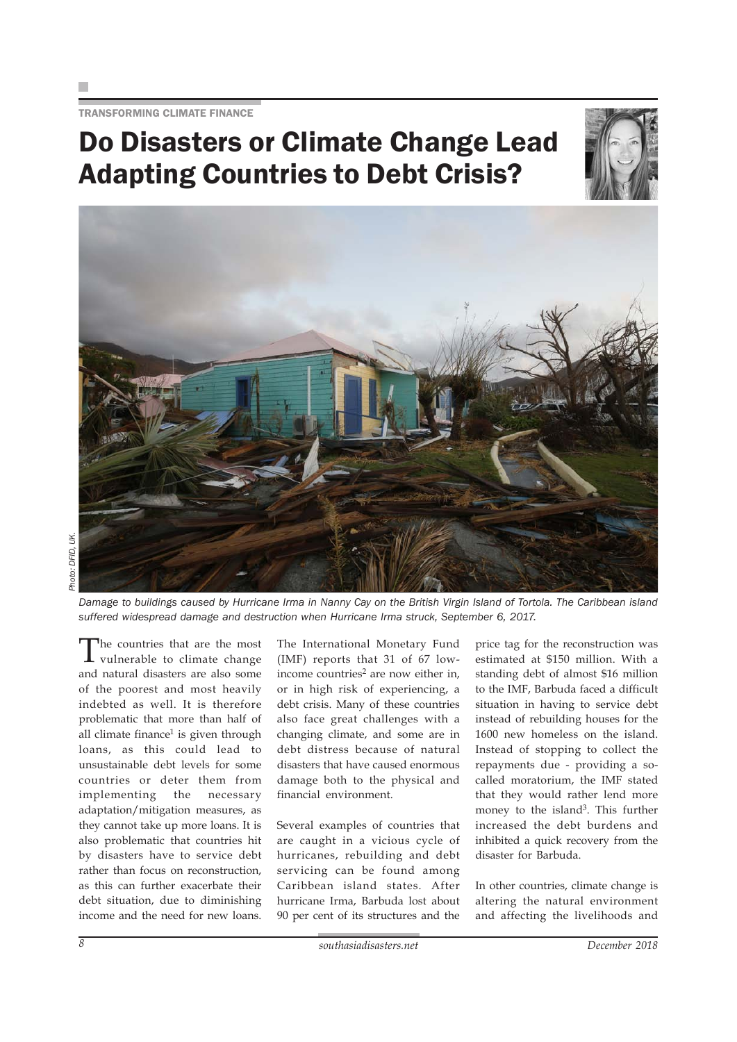TRANSFORMING CLIMATE FINANCE

# Do Disasters or Climate Change Lead Adapting Countries to Debt Crisis?

Photo: DFID, UK.

*Damage to buildings caused by Hurricane Irma in Nanny Cay on the British Virgin Island of Tortola. The Caribbean island suffered widespread damage and destruction when Hurricane Irma struck, September 6, 2017.*

The countries that are the most vulnerable to climate change and natural disasters are also some of the poorest and most heavily indebted as well. It is therefore problematic that more than half of all climate finance[1] is given through loans, as this could lead to unsustainable debt levels for some countries or deter them from implementing the necessary adaptation/mitigation measures, as they cannot take up more loans. It is also problematic that countries hit by disasters have to service debt rather than focus on reconstruction, as this can further exacerbate their debt situation, due to diminishing income and the need for new loans.

The International Monetary Fund (IMF) reports that 31 of 67 low-income countries[2] are now either in, or in high risk of experiencing, a debt crisis. Many of these countries also face great challenges with a changing climate, and some are in debt distress because of natural disasters that have caused enormous damage both to the physical and financial environment.

Several examples of countries that are caught in a vicious cycle of hurricanes, rebuilding and debt servicing can be found among Caribbean island states. After hurricane Irma, Barbuda lost about 90 per cent of its structures and the price tag for the reconstruction was estimated at $150 million. With a standing debt of almost $16 million to the IMF, Barbuda faced a difficult situation in having to service debt instead of rebuilding houses for the 1600 new homeless on the island. Instead of stopping to collect the repayments due - providing a so-called moratorium, the IMF stated that they would rather lend more money to the island[3]. This further increased the debt burdens and inhibited a quick recovery from the disaster for Barbuda.

In other countries, climate change is altering the natural environment and affecting the livelihoods and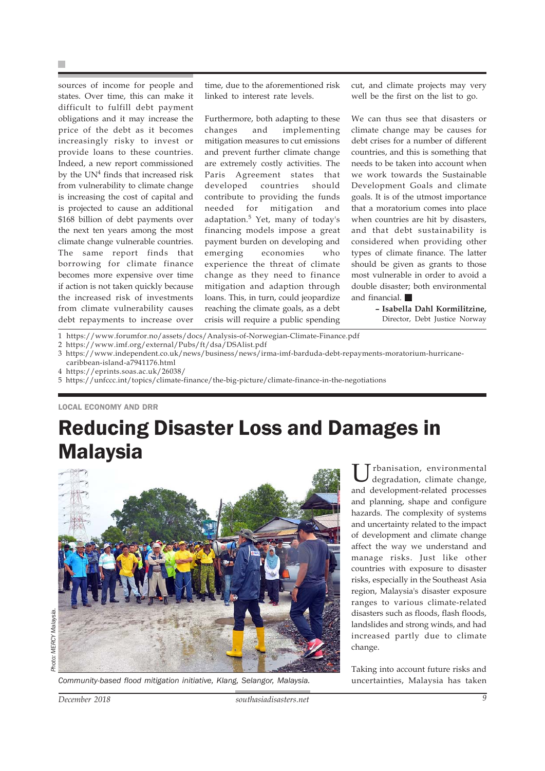sources of income for people and states. Over time, this can make it difficult to fulfill debt payment obligations and it may increase the price of the debt as it becomes increasingly risky to invest or provide loans to these countries. Indeed, a new report commissioned by the UN[4] finds that increased risk from vulnerability to climate change is increasing the cost of capital and is projected to cause an additional $168 billion of debt payments over the next ten years among the most climate change vulnerable countries. The same report finds that borrowing for climate finance becomes more expensive over time if action is not taken quickly because the increased risk of investments from climate vulnerability causes debt repayments to increase over time, due to the aforementioned risk linked to interest rate levels.

Furthermore, both adapting to these changes and implementing mitigation measures to cut emissions and prevent further climate change are extremely costly activities. The Paris Agreement states that developed countries should contribute to providing the funds needed for mitigation and adaptation.[5] Yet, many of today's financing models impose a great payment burden on developing and emerging economies who experience the threat of climate change as they need to finance mitigation and adaption through loans. This, in turn, could jeopardize reaching the climate goals, as a debt crisis will require a public spending cut, and climate projects may very well be the first on the list to go.

We can thus see that disasters or climate change may be causes for debt crises for a number of different countries, and this is something that needs to be taken into account when we work towards the Sustainable Development Goals and climate goals. It is of the utmost importance that a moratorium comes into place when countries are hit by disasters, and that debt sustainability is considered when providing other types of climate finance. The latter should be given as grants to those most vulnerable in order to avoid a double disaster; both environmental and financial. ■

**– Isabella Dahl Kormilitzine,**
Director, Debt Justice Norway

1 https://www.forumfor.no/assets/docs/Analysis-of-Norwegian-Climate-Finance.pdf
2 https://www.imf.org/external/Pubs/ft/dsa/DSAlist.pdf
3 https://www.independent.co.uk/news/business/news/irma-imf-barduda-debt-repayments-moratorium-hurricane-caribbean-island-a7941176.html
4 https://eprints.soas.ac.uk/26038/
5 https://unfccc.int/topics/climate-finance/the-big-picture/climate-finance-in-the-negotiations

LOCAL ECONOMY AND DRR

# Reducing Disaster Loss and Damages in Malaysia

Photo: MERCY Malaysia.

*Community-based flood mitigation initiative, Klang, Selangor, Malaysia.*

Urbanisation, environmental degradation, climate change, and development-related processes and planning, shape and configure hazards. The complexity of systems and uncertainty related to the impact of development and climate change affect the way we understand and manage risks. Just like other countries with exposure to disaster risks, especially in the Southeast Asia region, Malaysia's disaster exposure ranges to various climate-related disasters such as floods, flash floods, landslides and strong winds, and had increased partly due to climate change.

Taking into account future risks and uncertainties, Malaysia has taken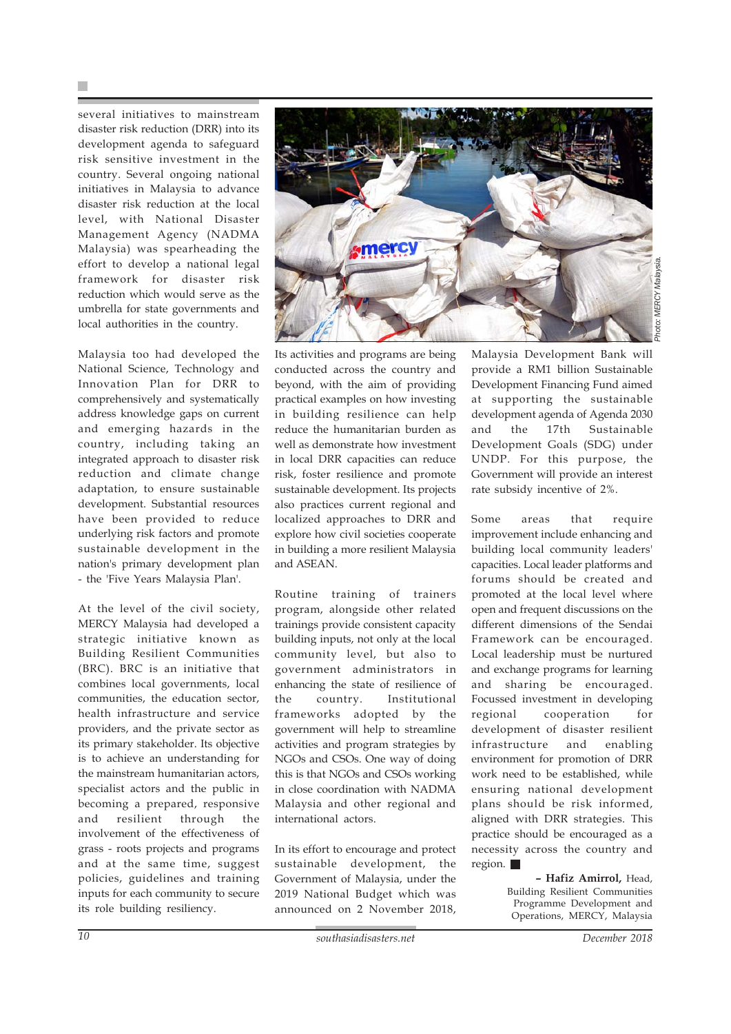several initiatives to mainstream disaster risk reduction (DRR) into its development agenda to safeguard risk sensitive investment in the country. Several ongoing national initiatives in Malaysia to advance disaster risk reduction at the local level, with National Disaster Management Agency (NADMA Malaysia) was spearheading the effort to develop a national legal framework for disaster risk reduction which would serve as the umbrella for state governments and local authorities in the country.

Malaysia too had developed the National Science, Technology and Innovation Plan for DRR to comprehensively and systematically address knowledge gaps on current and emerging hazards in the country, including taking an integrated approach to disaster risk reduction and climate change adaptation, to ensure sustainable development. Substantial resources have been provided to reduce underlying risk factors and promote sustainable development in the nation's primary development plan - the 'Five Years Malaysia Plan'.

At the level of the civil society, MERCY Malaysia had developed a strategic initiative known as Building Resilient Communities (BRC). BRC is an initiative that combines local governments, local communities, the education sector, health infrastructure and service providers, and the private sector as its primary stakeholder. Its objective is to achieve an understanding for the mainstream humanitarian actors, specialist actors and the public in becoming a prepared, responsive and resilient through the involvement of the effectiveness of grass - roots projects and programs and at the same time, suggest policies, guidelines and training inputs for each community to secure its role building resiliency.

Photo: MERCY Malaysia.

Its activities and programs are being conducted across the country and beyond, with the aim of providing practical examples on how investing in building resilience can help reduce the humanitarian burden as well as demonstrate how investment in local DRR capacities can reduce risk, foster resilience and promote sustainable development. Its projects also practices current regional and localized approaches to DRR and explore how civil societies cooperate in building a more resilient Malaysia and ASEAN.

Routine training of trainers program, alongside other related trainings provide consistent capacity building inputs, not only at the local community level, but also to government administrators in enhancing the state of resilience of the country. Institutional frameworks adopted by the government will help to streamline activities and program strategies by NGOs and CSOs. One way of doing this is that NGOs and CSOs working in close coordination with NADMA Malaysia and other regional and international actors.

In its effort to encourage and protect sustainable development, the Government of Malaysia, under the 2019 National Budget which was announced on 2 November 2018, Malaysia Development Bank will provide a RM1 billion Sustainable Development Financing Fund aimed at supporting the sustainable development agenda of Agenda 2030 and the 17th Sustainable Development Goals (SDG) under UNDP. For this purpose, the Government will provide an interest rate subsidy incentive of 2%.

Some areas that require improvement include enhancing and building local community leaders' capacities. Local leader platforms and forums should be created and promoted at the local level where open and frequent discussions on the different dimensions of the Sendai Framework can be encouraged. Local leadership must be nurtured and exchange programs for learning and sharing be encouraged. Focussed investment in developing regional cooperation for development of disaster resilient infrastructure and enabling environment for promotion of DRR work need to be established, while ensuring national development plans should be risk informed, aligned with DRR strategies. This practice should be encouraged as a necessity across the country and region. ■

**– Hafiz Amirrol,** Head, Building Resilient Communities Programme Development and Operations, MERCY, Malaysia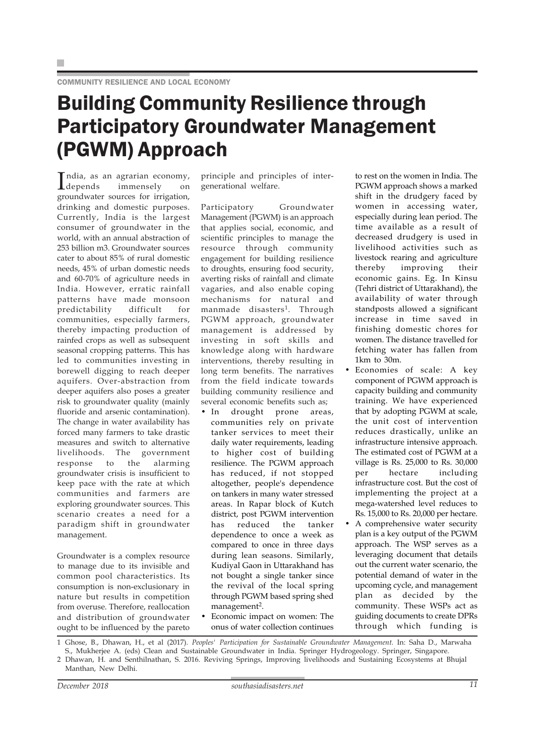COMMUNITY RESILIENCE AND LOCAL ECONOMY

# Building Community Resilience through Participatory Groundwater Management (PGWM) Approach

India, as an agrarian economy, depends immensely on groundwater sources for irrigation, drinking and domestic purposes. Currently, India is the largest consumer of groundwater in the world, with an annual abstraction of 253 billion m3. Groundwater sources cater to about 85% of rural domestic needs, 45% of urban domestic needs and 60-70% of agriculture needs in India. However, erratic rainfall patterns have made monsoon predictability difficult for communities, especially farmers, thereby impacting production of rainfed crops as well as subsequent seasonal cropping patterns. This has led to communities investing in borewell digging to reach deeper aquifers. Over-abstraction from deeper aquifers also poses a greater risk to groundwater quality (mainly fluoride and arsenic contamination). The change in water availability has forced many farmers to take drastic measures and switch to alternative livelihoods. The government response to the alarming groundwater crisis is insufficient to keep pace with the rate at which communities and farmers are exploring groundwater sources. This scenario creates a need for a paradigm shift in groundwater management.

Groundwater is a complex resource to manage due to its invisible and common pool characteristics. Its consumption is non-exclusionary in nature but results in competition from overuse. Therefore, reallocation and distribution of groundwater ought to be influenced by the pareto principle and principles of inter-generational welfare.

Participatory Groundwater Management (PGWM) is an approach that applies social, economic, and scientific principles to manage the resource through community engagement for building resilience to droughts, ensuring food security, averting risks of rainfall and climate vagaries, and also enable coping mechanisms for natural and manmade disasters[1]. Through PGWM approach, groundwater management is addressed by investing in soft skills and knowledge along with hardware interventions, thereby resulting in long term benefits. The narratives from the field indicate towards building community resilience and several economic benefits such as;

- In drought prone areas, communities rely on private tanker services to meet their daily water requirements, leading to higher cost of building resilience. The PGWM approach has reduced, if not stopped altogether, people's dependence on tankers in many water stressed areas. In Rapar block of Kutch district, post PGWM intervention has reduced the tanker dependence to once a week as compared to once in three days during lean seasons. Similarly, Kudiyal Gaon in Uttarakhand has not bought a single tanker since the revival of the local spring through PGWM based spring shed management[2].
- Economic impact on women: The onus of water collection continues to rest on the women in India. The PGWM approach shows a marked shift in the drudgery faced by women in accessing water, especially during lean period. The time available as a result of decreased drudgery is used in livelihood activities such as livestock rearing and agriculture thereby improving their economic gains. Eg. In Kinsu (Tehri district of Uttarakhand), the availability of water through standposts allowed a significant increase in time saved in finishing domestic chores for women. The distance travelled for fetching water has fallen from 1km to 30m.
- Economies of scale: A key component of PGWM approach is capacity building and community training. We have experienced that by adopting PGWM at scale, the unit cost of intervention reduces drastically, unlike an infrastructure intensive approach. The estimated cost of PGWM at a village is Rs. 25,000 to Rs. 30,000 per hectare including infrastructure cost. But the cost of implementing the project at a mega-watershed level reduces to Rs. 15,000 to Rs. 20,000 per hectare.
- A comprehensive water security plan is a key output of the PGWM approach. The WSP serves as a leveraging document that details out the current water scenario, the potential demand of water in the upcoming cycle, and management plan as decided by the community. These WSPs act as guiding documents to create DPRs through which funding is

---

1 Ghose, B., Dhawan, H., et al (2017). *Peoples' Participation for Sustainable Groundwater Management.* In: Saha D., Marwaha S., Mukherjee A. (eds) Clean and Sustainable Groundwater in India. Springer Hydrogeology. Springer, Singapore.

2 Dhawan, H. and Senthilnathan, S. 2016. Reviving Springs, Improving livelihoods and Sustaining Ecosystems at Bhujal Manthan, New Delhi.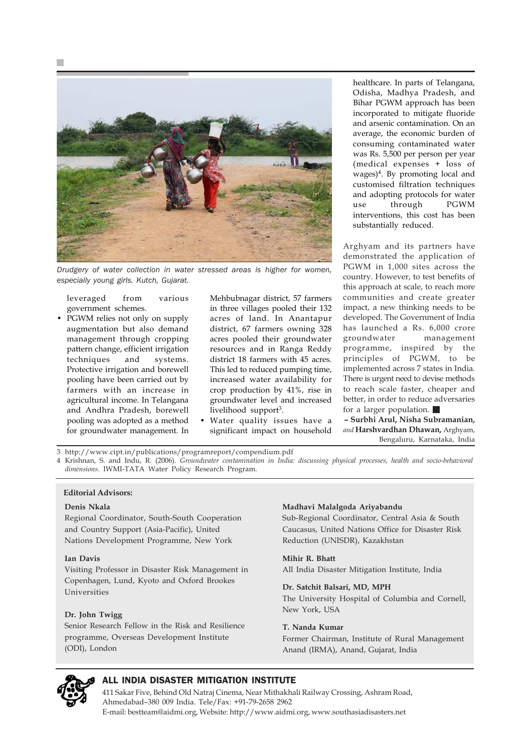Drudgery of water collection in water stressed areas is higher for women, especially young girls. Kutch, Gujarat.

leveraged from various government schemes.

- PGWM relies not only on supply augmentation but also demand management through cropping pattern change, efficient irrigation techniques and systems. Protective irrigation and borewell pooling have been carried out by farmers with an increase in agricultural income. In Telangana and Andhra Pradesh, borewell pooling was adopted as a method for groundwater management. In Mehbubnagar district, 57 farmers in three villages pooled their 132 acres of land. In Anantapur district, 67 farmers owning 328 acres pooled their groundwater resources and in Ranga Reddy district 18 farmers with 45 acres. This led to reduced pumping time, increased water availability for crop production by 41%, rise in groundwater level and increased livelihood support[3].
- Water quality issues have a significant impact on household healthcare. In parts of Telangana, Odisha, Madhya Pradesh, and Bihar PGWM approach has been incorporated to mitigate fluoride and arsenic contamination. On an average, the economic burden of consuming contaminated water was Rs. 5,500 per person per year (medical expenses + loss of wages)[4]. By promoting local and customised filtration techniques and adopting protocols for water use through PGWM interventions, this cost has been substantially reduced.

Arghyam and its partners have demonstrated the application of PGWM in 1,000 sites across the country. However, to test benefits of this approach at scale, to reach more communities and create greater impact, a new thinking needs to be developed. The Government of India has launched a Rs. 6,000 crore groundwater management programme, inspired by the principles of PGWM, to be implemented across 7 states in India. There is urgent need to devise methods to reach scale faster, cheaper and better, in order to reduce adversaries for a larger population. ■

**– Surbhi Arul, Nisha Subramanian,** *and* **Harshvardhan Dhawan,** Arghyam, Bengaluru, Karnataka, India

3 http://www.cipt.in/publications/programreport/compendium.pdf

4 Krishnan, S. and Indu, R. (2006). *Groundwater contamination in India: discussing physical processes, health and socio-behavioral dimensions.* IWMI-TATA Water Policy Research Program.

**Editorial Advisors:**

**Denis Nkala**
Regional Coordinator, South-South Cooperation and Country Support (Asia-Pacific), United Nations Development Programme, New York

**Ian Davis**
Visiting Professor in Disaster Risk Management in Copenhagen, Lund, Kyoto and Oxford Brookes Universities

**Dr. John Twigg**
Senior Research Fellow in the Risk and Resilience programme, Overseas Development Institute (ODI), London

**Madhavi Malalgoda Ariyabandu**
Sub-Regional Coordinator, Central Asia & South Caucasus, United Nations Office for Disaster Risk Reduction (UNISDR), Kazakhstan

**Mihir R. Bhatt**
All India Disaster Mitigation Institute, India

**Dr. Satchit Balsari, MD, MPH**
The University Hospital of Columbia and Cornell, New York, USA

**T. Nanda Kumar**
Former Chairman, Institute of Rural Management Anand (IRMA), Anand, Gujarat, India

**ALL INDIA DISASTER MITIGATION INSTITUTE**
411 Sakar Five, Behind Old Natraj Cinema, Near Mithakhali Railway Crossing, Ashram Road, Ahmedabad–380 009 India. Tele/Fax: +91-79-2658 2962
E-mail: bestteam@aidmi.org, Website: http://www.aidmi.org, www.southasiadisasters.net